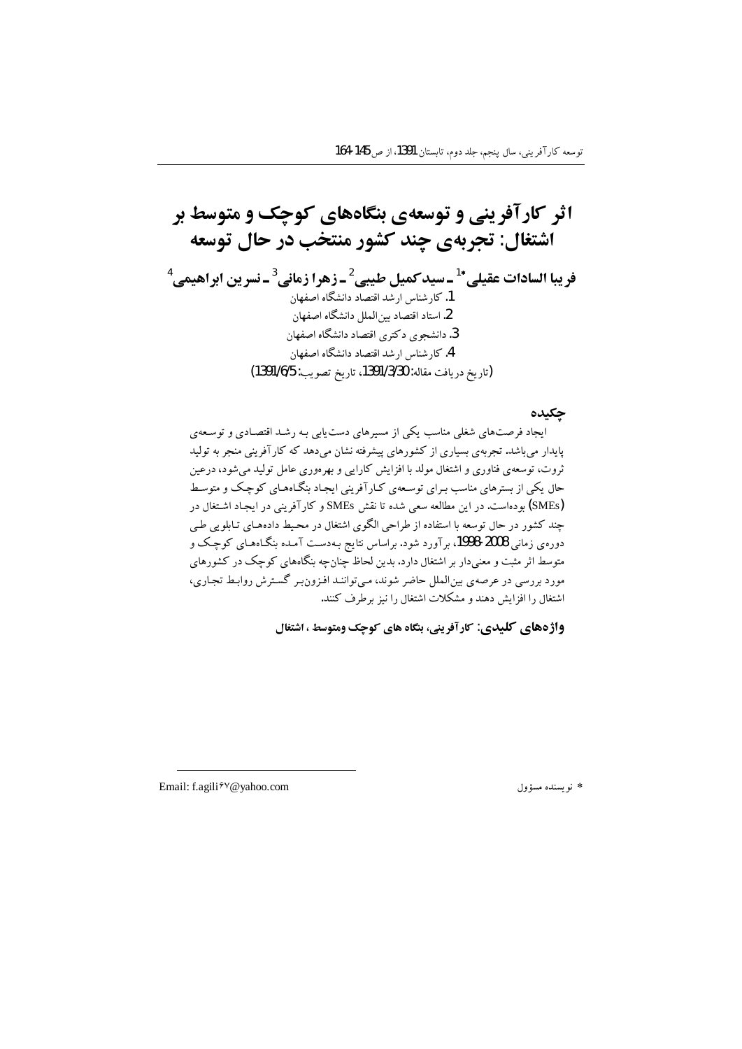# اثر کارآفرینی و توسعه‌ی بنگاه‌های کوچک و متوسط بر اشتغال: تجربه‌ی چند کشور منتخب در حال توسعه

**فریبا السادات عقیلی*[1] ـ سیدکمیل طیبی[2] ـ زهرا زمانی[3] ـ نسرین ابراهیمی[4]**

1. کارشناس ارشد اقتصاد دانشگاه اصفهان
2. استاد اقتصاد بین‌الملل دانشگاه اصفهان
3. دانشجوی دکتری اقتصاد دانشگاه اصفهان
4. کارشناس ارشد اقتصاد دانشگاه اصفهان

(تاریخ دریافت مقاله: 1391/3/30، تاریخ تصویب: 1391/6/5)

## چکیده

ایجاد فرصت‌های شغلی مناسب یکی از مسیرهای دست‌یابی به رشد اقتصادی و توسعه‌ی پایدار می‌باشد. تجربه‌ی بسیاری از کشورهای پیشرفته نشان می‌دهد که کارآفرینی منجر به تولید ثروت، توسعه‌ی فناوری و اشتغال مولد با افزایش کارایی و بهره‌وری عامل تولید می‌شود، درعین حال یکی از بسترهای مناسب برای توسعه‌ی کارآفرینی ایجاد بنگاه‌های کوچک و متوسط (SMEs) بوده‌است. در این مطالعه سعی شده تا نقش SMEs و کارآفرینی در ایجاد اشتغال در چند کشور در حال توسعه با استفاده از طراحی الگوی اشتغال در محیط داده‌های تابلویی طی دوره‌ی زمانی 2008-1998، برآورد شود. براساس نتایج به‌دست آمده بنگاه‌های کوچک و متوسط اثر مثبت و معنی‌دار بر اشتغال دارد. بدین لحاظ چنان‌چه بنگاه‌های کوچک در کشورهای مورد بررسی در عرصه‌ی بین‌الملل حاضر شوند، می‌توانند افزون‌بر گسترش روابط تجاری، اشتغال را افزایش دهند و مشکلات اشتغال را نیز برطرف کنند.

**واژه‌های کلیدی: کارآفرینی، بنگاه های کوچک ومتوسط ، اشتغال**

---

* نویسنده مسؤول

Email: f.agili67@yahoo.com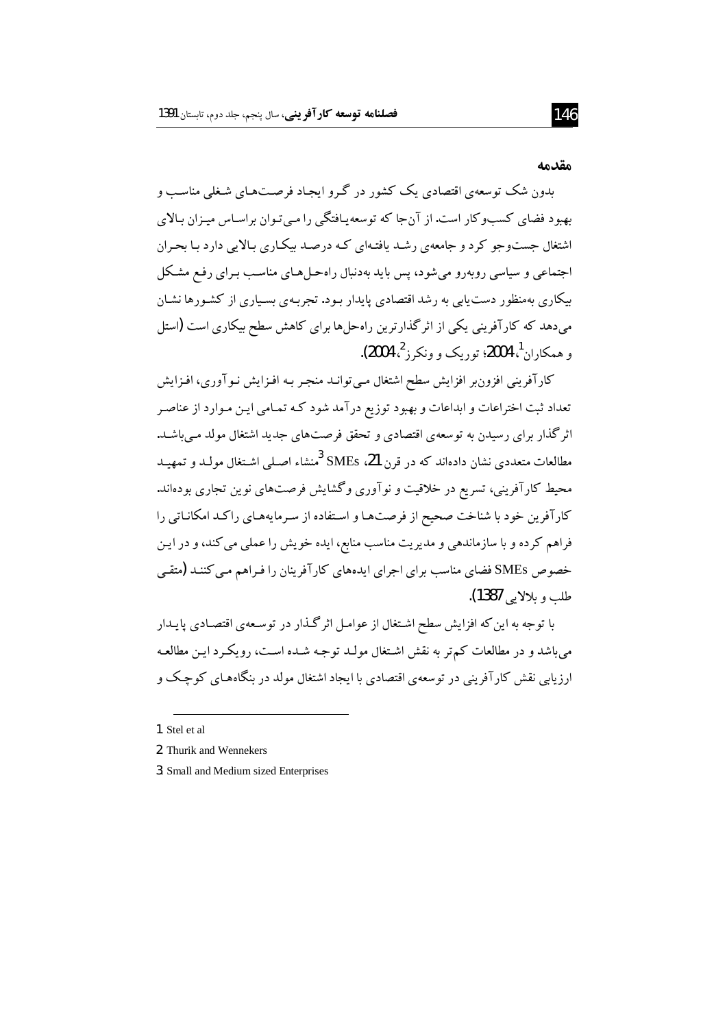## مقدمه

بدون شک توسعه‌ی اقتصادی یک کشور در گرو ایجاد فرصت‌های شغلی مناسب و بهبود فضای کسب‌وکار است. از آن‌جا که توسعه‌یافتگی را می‌توان براساس میزان بالای اشتغال جست‌وجو کرد و جامعه‌ی رشد یافته‌ای که درصد بیکاری بالایی دارد با بحران اجتماعی و سیاسی روبه‌رو می‌شود، پس باید به‌دنبال راه‌حل‌های مناسب برای رفع مشکل بیکاری به‌منظور دست‌یابی به رشد اقتصادی پایدار بود. تجربه‌ی بسیاری از کشورها نشان می‌دهد که کارآفرینی یکی از اثرگذارترین راه‌حل‌ها برای کاهش سطح بیکاری است (استل و همکاران[1]، 2004؛ توریک و ونکرز[2]، 2004).

کارآفرینی افزون‌بر افزایش سطح اشتغال می‌تواند منجر به افزایش نوآوری، افزایش تعداد ثبت اختراعات و ابداعات و بهبود توزیع درآمد شود که تمامی این موارد از عناصر اثرگذار برای رسیدن به توسعه‌ی اقتصادی و تحقق فرصت‌های جدید اشتغال مولد می‌باشد. مطالعات متعددی نشان داده‌اند که در قرن 21، SMEs[3] منشاء اصلی اشتغال مولد و تمهید محیط کارآفرینی، تسریع در خلاقیت و نوآوری وگشایش فرصت‌های نوین تجاری بوده‌اند. کارآفرین خود با شناخت صحیح از فرصت‌ها و استفاده از سرمایه‌های راکد امکاناتی را فراهم کرده و با سازماندهی و مدیریت مناسب منابع، ایده خویش را عملی می‌کند، و در این خصوص SMEs فضای مناسب برای اجرای ایده‌های کارآفرینان را فراهم می‌کنند (متقی طلب و بلالایی 1387).

با توجه به این‌که افزایش سطح اشتغال از عوامل اثرگذار در توسعه‌ی اقتصادی پایدار می‌باشد و در مطالعات کم‌تر به نقش اشتغال مولد توجه شده است، رویکرد این مطالعه ارزیابی نقش کارآفرینی در توسعه‌ی اقتصادی با ایجاد اشتغال مولد در بنگاه‌های کوچک و

---

1. Stel et al
2. Thurik and Wennekers
3. Small and Medium sized Enterprises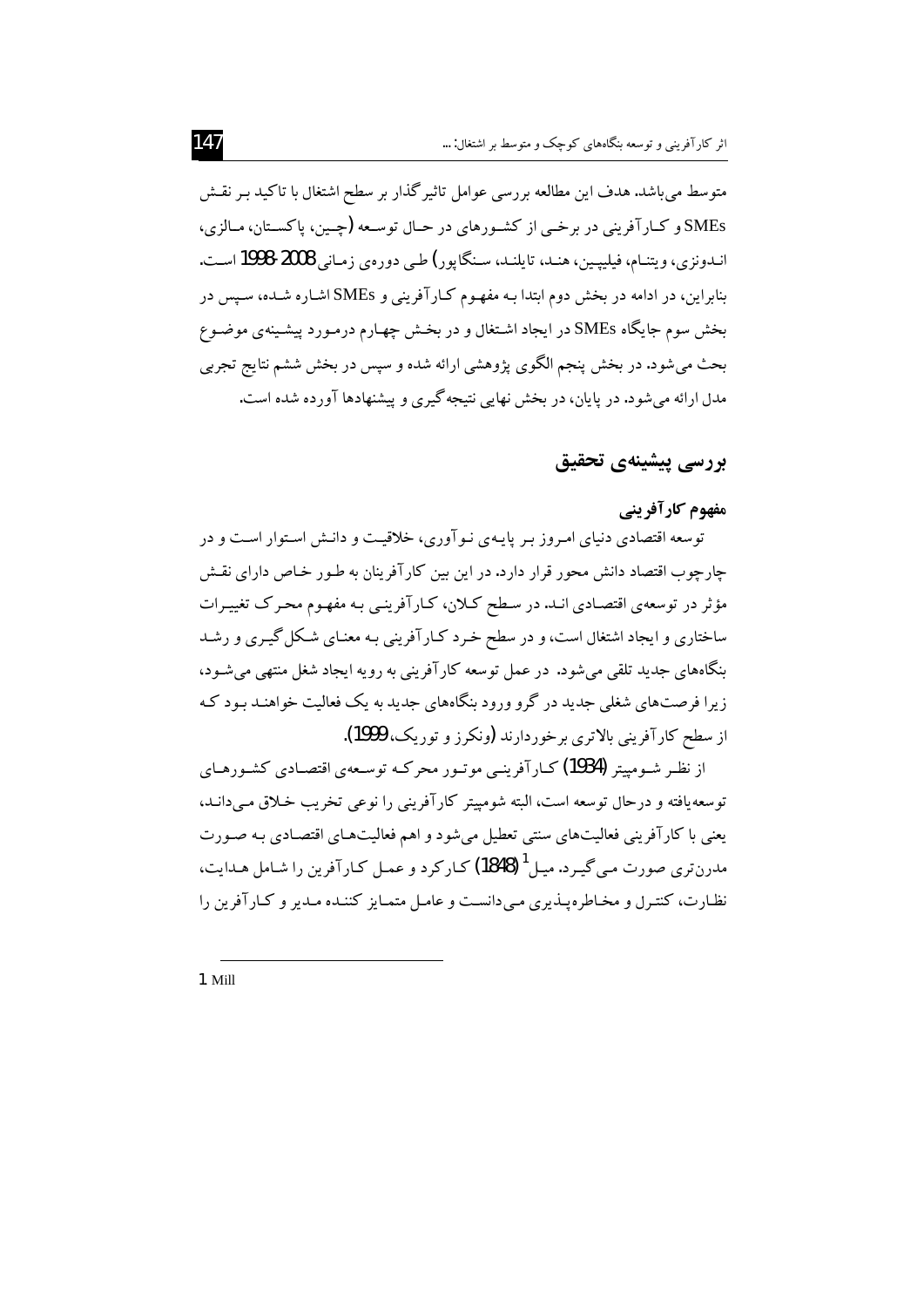متوسط می‌باشد. هدف این مطالعه بررسی عوامل تاثیرگذار بر سطح اشتغال با تاکید بر نقش SMEs و کارآفرینی در برخی از کشورهای در حال توسعه (چین، پاکستان، مالزی، اندونزی، ویتنام، فیلیپین، هند، تایلند، سنگاپور) طی دوره‌ی زمانی 2008-1998 است. بنابراین، در ادامه در بخش دوم ابتدا به مفهوم کارآفرینی و SMEs اشاره شده، سپس در بخش سوم جایگاه SMEs در ایجاد اشتغال و در بخش چهارم درمورد پیشینه‌ی موضوع بحث می‌شود. در بخش پنجم الگوی پژوهشی ارائه شده و سپس در بخش ششم نتایج تجربی مدل ارائه می‌شود. در پایان، در بخش نهایی نتیجه‌گیری و پیشنهادها آورده شده است.

## بررسی پیشینه‌ی تحقیق

### مفهوم کارآفرینی

توسعه اقتصادی دنیای امروز بر پایه‌ی نوآوری، خلاقیت و دانش استوار است و در چارچوب اقتصاد دانش محور قرار دارد. در این بین کارآفرینان به طور خاص دارای نقش مؤثر در توسعه‌ی اقتصادی اند. در سطح کلان، کارآفرینی به مفهوم محرک تغییرات ساختاری و ایجاد اشتغال است، و در سطح خرد کارآفرینی به معنای شکل‌گیری و رشد بنگاه‌های جدید تلقی می‌شود. در عمل توسعه کارآفرینی به رویه ایجاد شغل منتهی می‌شود، زیرا فرصت‌های شغلی جدید در گرو ورود بنگاه‌های جدید به یک فعالیت خواهند بود که از سطح کارآفرینی بالاتری برخوردارند (ونکرز و توریک، 1999).

از نظر شومپیتر (1934) کارآفرینی موتور محرکه توسعه‌ی اقتصادی کشورهای توسعه‌یافته و درحال توسعه است، البته شومپیتر کارآفرینی را نوعی تخریب خلاق می‌داند، یعنی با کارآفرینی فعالیت‌های سنتی تعطیل می‌شود و اهم فعالیت‌های اقتصادی به صورت مدرن‌تری صورت می‌گیرد. میل[1] (1848) کارکرد و عمل کارآفرین را شامل هدایت، نظارت، کنترل و مخاطره‌پذیری می‌دانست و عامل متمایز کننده مدیر و کارآفرین را

---

1 Mill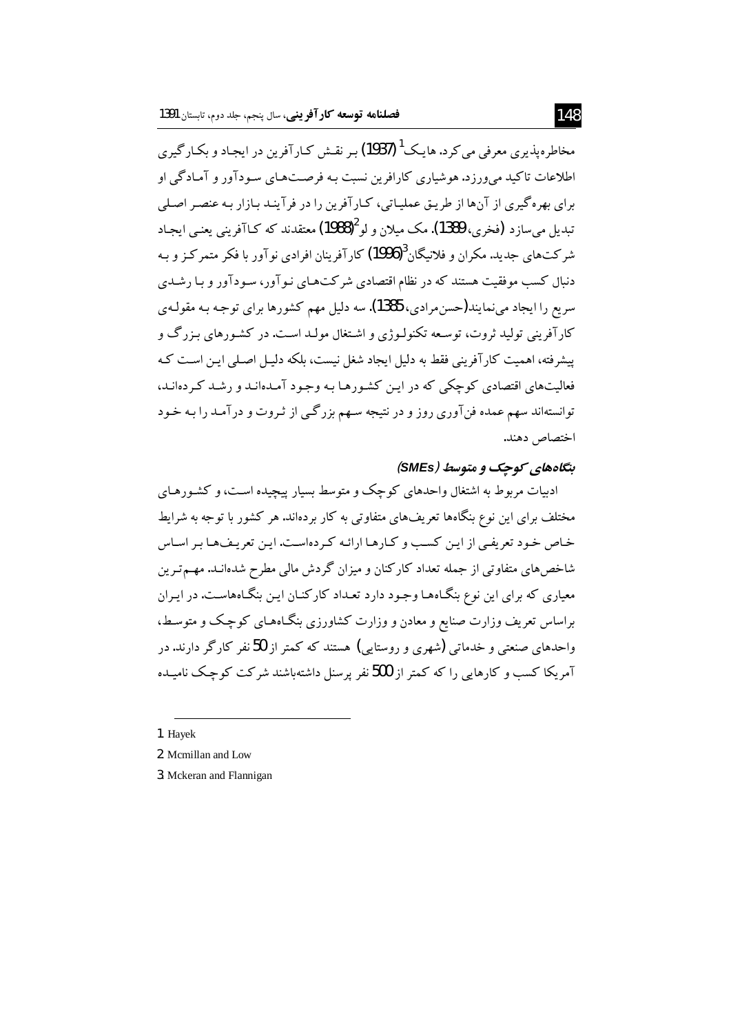مخاطره‌پذیری معرفی می‌کرد. هایک[1] (1937) بر نقش کارآفرین در ایجاد و بکارگیری اطلاعات تاکید می‌ورزد. هوشیاری کارافرین نسبت به فرصت‌های سودآور و آمادگی او برای بهره‌گیری از آن‌ها از طریق عملیاتی، کارآفرین را در فرآیند بازار به عنصر اصلی تبدیل می‌سازد (فخری، 1389). مک میلان و لو[2] (1988) معتقدند که کاآفرینی یعنی ایجاد شرکت‌های جدید. مکران و فلانیگان[3] (1996) کارآفرینان افرادی نوآور با فکر متمرکز و به دنبال کسب موفقیت هستند که در نظام اقتصادی شرکت‌های نوآور، سودآور و با رشدی سریع را ایجاد می‌نمایند(حسن‌مرادی، 1385). سه دلیل مهم کشورها برای توجه به مقوله‌ی کارآفرینی تولید ثروت، توسعه تکنولوژی و اشتغال مولد است. در کشورهای بزرگ و پیشرفته، اهمیت کارآفرینی فقط به دلیل ایجاد شغل نیست، بلکه دلیل اصلی این است که فعالیت‌های اقتصادی کوچکی که در این کشورها به وجود آمده‌اند و رشد کرده‌اند، توانسته‌اند سهم عمده فن‌آوری روز و در نتیجه سهم بزرگی از ثروت و درآمد را به خود اختصاص دهند.

### *بنگاه‌های کوچک و متوسط (SMEs)*

ادبیات مربوط به اشتغال واحدهای کوچک و متوسط بسیار پیچیده است، و کشورهای مختلف برای این نوع بنگاه‌ها تعریف‌های متفاوتی به کار برده‌اند. هر کشور با توجه به شرایط خاص خود تعریفی از این کسب و کارها ارائه کرده‌است. این تعریف‌ها بر اساس شاخص‌های متفاوتی از جمله تعداد کارکنان و میزان گردش مالی مطرح شده‌اند. مهم‌ترین معیاری که برای این نوع بنگاه‌ها وجود دارد تعداد کارکنان این بنگاه‌هاست. در ایران براساس تعریف وزارت صنایع و معادن و وزارت کشاورزی بنگاه‌های کوچک و متوسط، واحدهای صنعتی و خدماتی (شهری و روستایی) هستند که کمتر از 50 نفر کارگر دارند. در آمریکا کسب و کارهایی را که کمتر از 500 نفر پرسنل داشته‌باشند شرکت کوچک نامیده

---

1. Hayek
2. Mcmillan and Low
3. Mckeran and Flannigan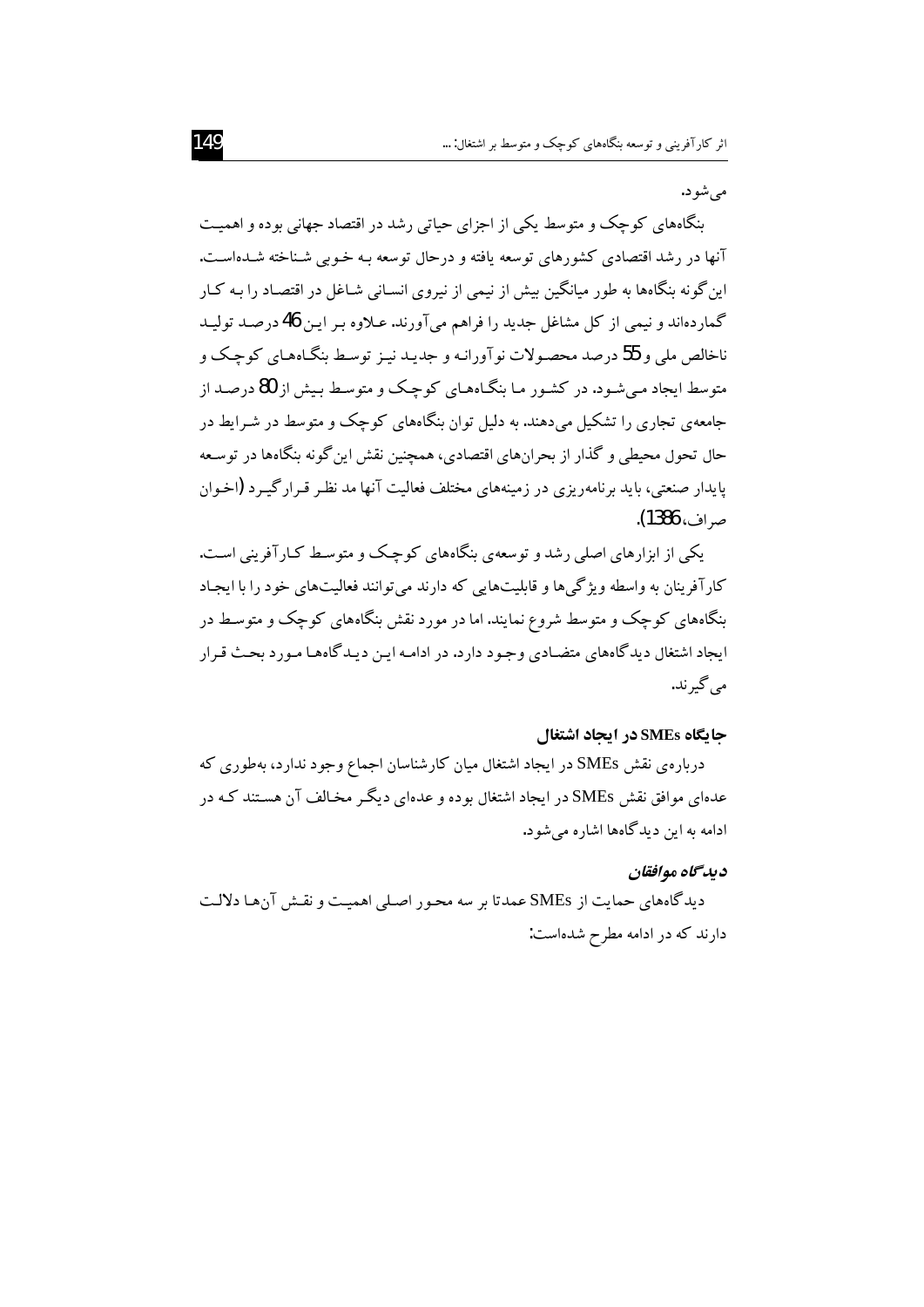می‌شود.

بنگاه‌های کوچک و متوسط یکی از اجزای حیاتی رشد در اقتصاد جهانی بوده و اهمیت آنها در رشد اقتصادی کشورهای توسعه یافته و درحال توسعه به خوبی شناخته شده‌است. این گونه بنگاه‌ها به طور میانگین بیش از نیمی از نیروی انسانی شاغل در اقتصاد را به کار گمارده‌اند و نیمی از کل مشاغل جدید را فراهم می‌آورند. علاوه بر این 46 درصد تولید ناخالص ملی و 55 درصد محصولات نوآورانه و جدید نیز توسط بنگاه‌های کوچک و متوسط ایجاد می‌شود. در کشور ما بنگاه‌های کوچک و متوسط بیش از 80 درصد از جامعه‌ی تجاری را تشکیل می‌دهند. به دلیل توان بنگاه‌های کوچک و متوسط در شرایط در حال تحول محیطی و گذار از بحران‌های اقتصادی، همچنین نقش این گونه بنگاه‌ها در توسعه پایدار صنعتی، باید برنامه‌ریزی در زمینه‌های مختلف فعالیت آنها مد نظر قرار گیرد (اخوان صراف، 1386).

یکی از ابزارهای اصلی رشد و توسعه‌ی بنگاه‌های کوچک و متوسط کارآفرینی است. کارآفرینان به واسطه ویژگی‌ها و قابلیت‌هایی که دارند می‌توانند فعالیت‌های خود را با ایجاد بنگاه‌های کوچک و متوسط شروع نمایند. اما در مورد نقش بنگاه‌های کوچک و متوسط در ایجاد اشتغال دیدگاه‌های متضادی وجود دارد. در ادامه این دیدگاه‌ها مورد بحث قرار می‌گیرند.

## جایگاه SMEs در ایجاد اشتغال

درباره‌ی نقش SMEs در ایجاد اشتغال میان کارشناسان اجماع وجود ندارد، به‌طوری که عده‌ای موافق نقش SMEs در ایجاد اشتغال بوده و عده‌ای دیگر مخالف آن هستند که در ادامه به این دیدگاه‌ها اشاره می‌شود.

### *دیدگاه موافقان*

دیدگاه‌های حمایت از SMEs عمدتا بر سه محور اصلی اهمیت و نقش آن‌ها دلالت دارند که در ادامه مطرح شده‌است: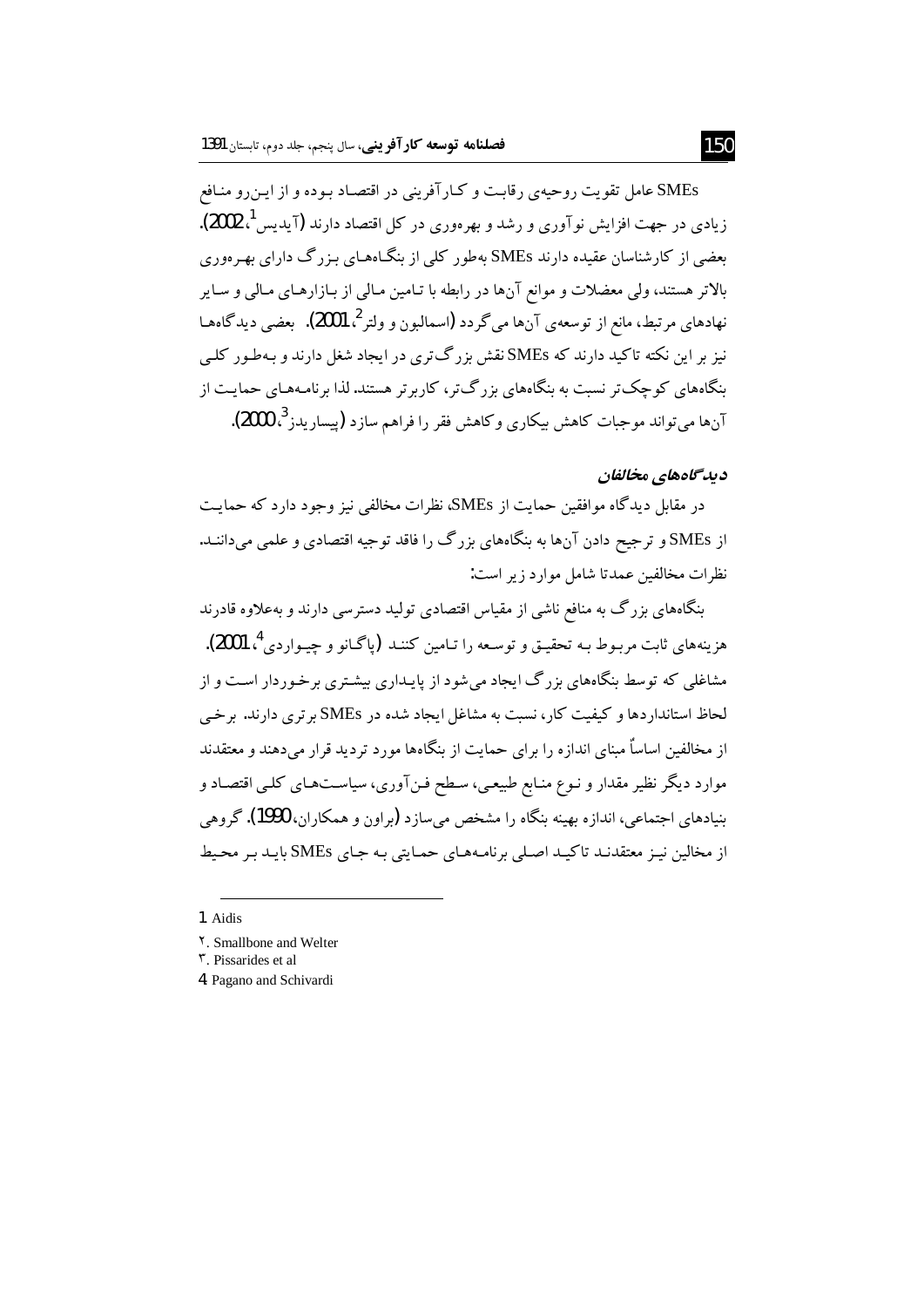SMEs عامل تقویت روحیه‌ی رقابت و کارآفرینی در اقتصاد بوده و از این‌رو منافع زیادی در جهت افزایش نوآوری و رشد و بهره‌وری در کل اقتصاد دارند (آیدیس[1]، 2002). بعضی از کارشناسان عقیده دارند SMEs به‌طور کلی از بنگاه‌های بزرگ دارای بهره‌وری بالاتر هستند، ولی معضلات و موانع آن‌ها در رابطه با تامین مالی از بازارهای مالی و سایر نهادهای مرتبط، مانع از توسعه‌ی آن‌ها می‌گردد (اسمالبون و ولتر[2]، 2001). بعضی دیدگاه‌ها نیز بر این نکته تاکید دارند که SMEs نقش بزرگ‌تری در ایجاد شغل دارند و به‌طور کلی بنگاه‌های کوچک‌تر نسبت به بنگاه‌های بزرگ‌تر، کاربرتر هستند. لذا برنامه‌های حمایت از آن‌ها می‌تواند موجبات کاهش بیکاری و کاهش فقر را فراهم سازد (پیساریدز[3]، 2000).

### *دیدگاه‌های مخالفان*

در مقابل دیدگاه موافقین حمایت از SMEs، نظرات مخالفی نیز وجود دارد که حمایت از SMEs و ترجیح دادن آن‌ها به بنگاه‌های بزرگ را فاقد توجیه اقتصادی و علمی می‌دانند. نظرات مخالفین عمدتا شامل موارد زیر است:

بنگاه‌های بزرگ به منافع ناشی از مقیاس اقتصادی تولید دسترسی دارند و به‌علاوه قادرند هزینه‌های ثابت مربوط به تحقیق و توسعه را تامین کنند (پاگانو و چیواردی[4]، 2001). مشاغلی که توسط بنگاه‌های بزرگ ایجاد می‌شود از پایداری بیشتری برخوردار است و از لحاظ استانداردها و کیفیت کار، نسبت به مشاغل ایجاد شده در SMEs برتری دارند. برخی از مخالفین اساساً مبنای اندازه را برای حمایت از بنگاه‌ها مورد تردید قرار می‌دهند و معتقدند موارد دیگر نظیر مقدار و نوع منابع طبیعی، سطح فن‌آوری، سیاست‌های کلی اقتصاد و بنیادهای اجتماعی، اندازه بهینه بنگاه را مشخص می‌سازد (براون و همکاران، 1990). گروهی از مخالین نیز معتقدند تاکید اصلی برنامه‌های حمایتی به جای SMEs باید بر محیط

---

1 Aidis

2. Smallbone and Welter

3. Pissarides et al

4 Pagano and Schivardi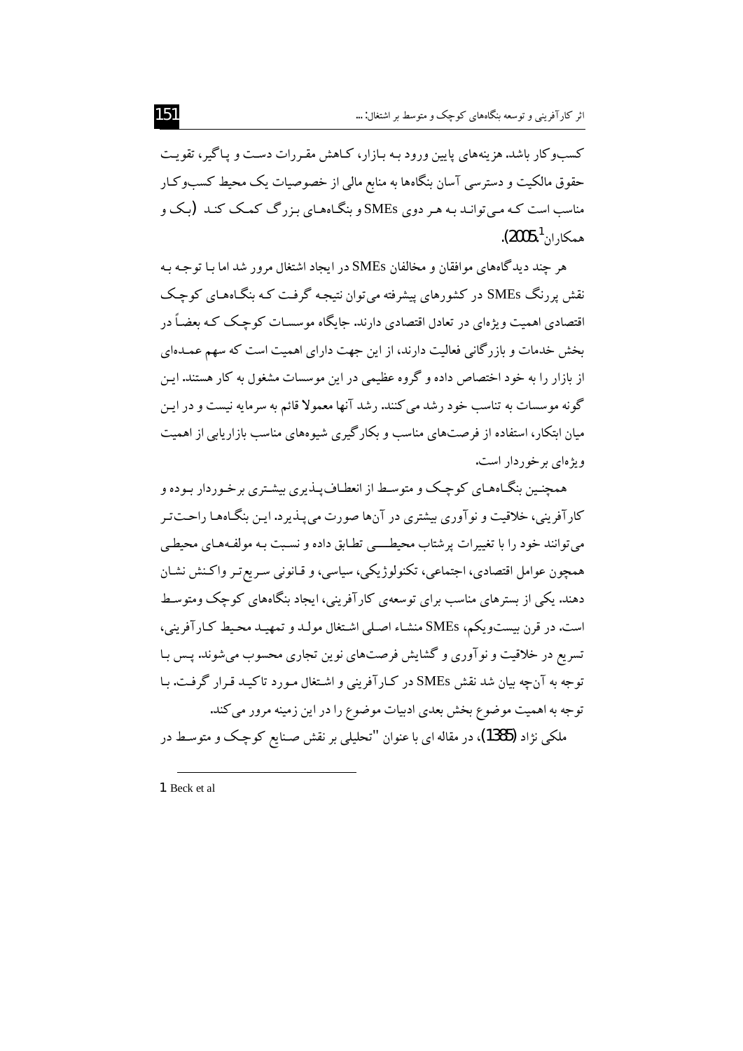کسب‌وکار باشد. هزینه‌های پایین ورود بـه بـازار، کـاهش مقـررات دسـت و پـاگیر، تقویـت حقوق مالکیت و دسترسی آسان بنگاه‌ها به منابع مالی از خصوصیات یک محیط کسب‌وکـار مناسب است کـه مـی‌توانـد بـه هـر دوی SMEs و بنگـاه‌هـای بـزرگ کمـک کنـد (بـک و همکاران[1]، 2005).

هر چند دیدگاه‌های موافقان و مخالفان SMEs در ایجاد اشتغال مرور شد اما بـا توجـه بـه نقش پررنگ SMEs در کشورهای پیشرفته می‌توان نتیجـه گرفـت کـه بنگـاه‌هـای کوچـک اقتصادی اهمیت ویژه‌ای در تعادل اقتصادی دارند. جایگاه موسسـات کوچـک کـه بعضـاً در بخش خدمات و بازرگانی فعالیت دارند، از این جهت دارای اهمیت است که سهم عمـده‌ای از بازار را به خود اختصاص داده و گروه عظیمی در این موسسات مشغول به کار هستند. ایـن گونه موسسات به تناسب خود رشد می‌کنند. رشد آنها معمولا قائم به سرمایه نیست و در ایـن میان ابتکار، استفاده از فرصت‌های مناسب و بکارگیری شیوه‌های مناسب بازاریابی از اهمیت ویژه‌ای برخوردار است.

همچنـین بنگـاه‌هـای کوچـک و متوسـط از انعطـاف‌پـذیری بیشـتری برخـوردار بـوده و کارآفرینی، خلاقیت و نوآوری بیشتری در آن‌ها صورت می‌پـذیرد. ایـن بنگـاه‌هـا راحـت‌تـر می‌توانند خود را با تغییرات پرشتاب محیطـــی تطـابق داده و نسـبت بـه مولفـه‌هـای محیطـی همچون عوامل اقتصادی، اجتماعی، تکنولوژیکی، سیاسی، و قـانونی سـریع‌تـر واکـنش نشـان دهند. یکی از بسترهای مناسب برای توسعه‌ی کارآفرینی، ایجاد بنگاه‌های کوچک ومتوسـط است. در قرن بیست‌ویکم، SMEs منشـاء اصـلی اشـتغال مولـد و تمهیـد محـیط کـارآفرینی، تسریع در خلاقیت و نوآوری و گشایش فرصت‌های نوین تجاری محسوب می‌شوند. پـس بـا توجه به آن‌چه بیان شد نقش SMEs در کـارآفرینی و اشـتغال مـورد تاکیـد قـرار گرفـت. بـا توجه به اهمیت موضوع بخش بعدی ادبیات موضوع را در این زمینه مرور می‌کند.

ملکی نژاد (1385)، در مقاله ای با عنوان "تحلیلی بر نقش صـنایع کوچـک و متوسـط در

---

1. Beck et al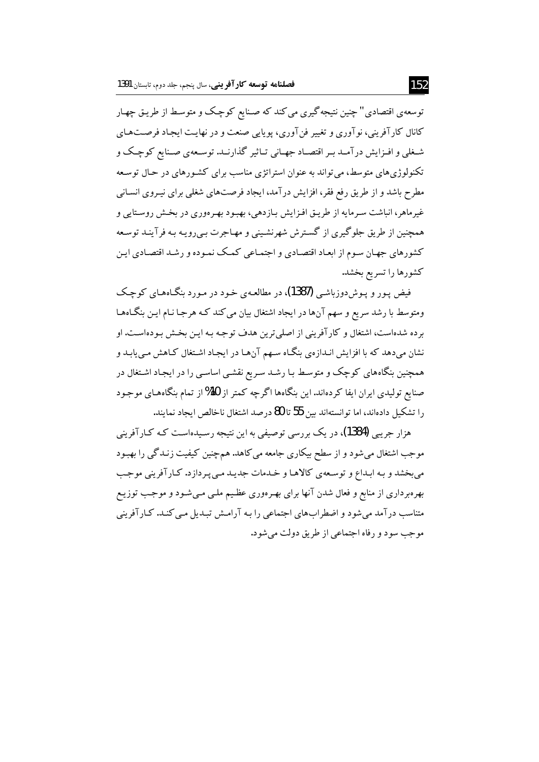توسعه‌ی اقتصادی" چنین نتیجه‌گیری می‌کند که صنایع کوچک و متوسط از طریق چهار کانال کارآفرینی، نوآوری و تغییر فن‌آوری، پویایی صنعت و در نهایت ایجاد فرصت‌های شغلی و افزایش درآمد بر اقتصاد جهانی تاثیر گذارند. توسعه‌ی صنایع کوچک و تکنولوژی‌های متوسط، می‌تواند به عنوان استراتژی مناسب برای کشورهای در حال توسعه مطرح باشد و از طریق رفع فقر، افزایش درآمد، ایجاد فرصت‌های شغلی برای نیروی انسانی غیرماهر، انباشت سرمایه از طریق افزایش بازدهی، بهبود بهره‌وری در بخش روستایی و همچنین از طریق جلوگیری از گسترش شهرنشینی و مهاجرت بی‌رویه به فرآیند توسعه کشورهای جهان سوم از ابعاد اقتصادی و اجتماعی کمک نموده و رشد اقتصادی این کشورها را تسریع بخشد.

فیض پور و پوش‌دوزباشی (1387)، در مطالعه‌ی خود در مورد بنگاه‌های کوچک ومتوسط با رشد سریع و سهم آن‌ها در ایجاد اشتغال بیان می‌کند که هرجا نام این بنگاه‌ها برده شده‌است، اشتغال و کارآفرینی از اصلی‌ترین هدف توجه به این بخش بوده‌است. او نشان می‌دهد که با افزایش اندازه‌ی بنگاه سهم آن‌ها در ایجاد اشتغال کاهش می‌یابد و همچنین بنگاه‌های کوچک و متوسط با رشد سریع نقشی اساسی را در ایجاد اشتغال در صنایع تولیدی ایران ایفا کرده‌اند. این بنگاه‌ها اگرچه کمتر از 10% از تمام بنگاه‌های موجود را تشکیل داده‌اند، اما توانسته‌اند بین 55 تا 80 درصد اشتغال ناخالص ایجاد نمایند.

هزار جریبی (1384)، در یک بررسی توصیفی به این نتیجه رسیده‌است که کارآفرینی موجب اشتغال می‌شود و از سطح بیکاری جامعه می‌کاهد. هم‌چنین کیفیت زندگی را بهبود می‌بخشد و به ابداع و توسعه‌ی کالاها و خدمات جدید می‌پردازد. کارآفرینی موجب بهره‌برداری از منابع و فعال شدن آنها برای بهره‌وری عظیم ملی می‌شود و موجب توزیع متناسب درآمد می‌شود و اضطراب‌های اجتماعی را به آرامش تبدیل می‌کند. کارآفرینی موجب سود و رفاه اجتماعی از طریق دولت می‌شود.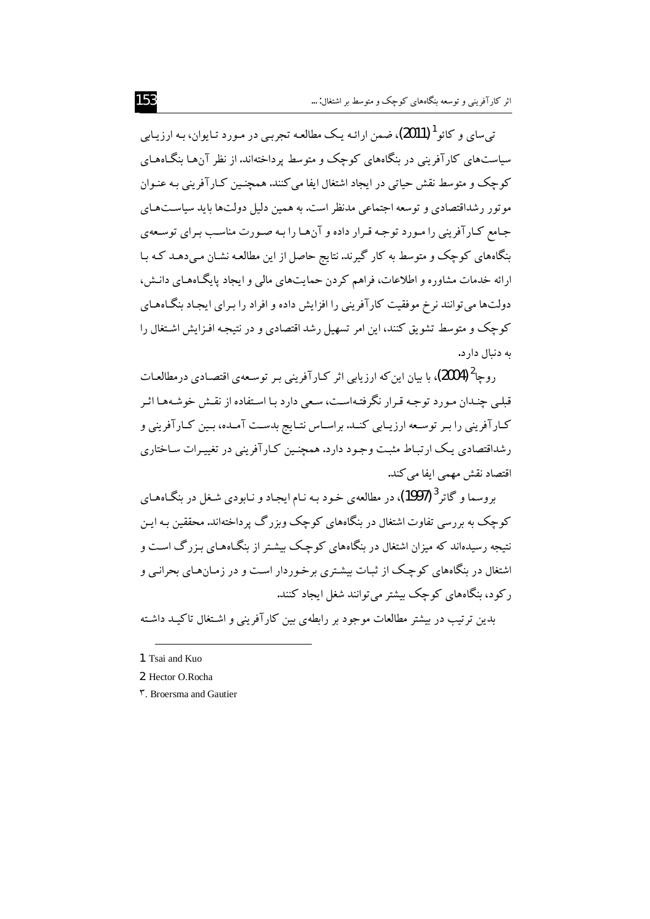تی‌سای و کائو[1] (2011)، ضمن ارائه یک مطالعه تجربی در مورد تایوان، به ارزیابی سیاست‌های کارآفرینی در بنگاه‌های کوچک و متوسط پرداخته‌اند. از نظر آن‌ها بنگاه‌های کوچک و متوسط نقش حیاتی در ایجاد اشتغال ایفا می‌کنند. همچنین کارآفرینی به عنوان موتور رشداقتصادی و توسعه اجتماعی مدنظر است. به همین دلیل دولت‌ها باید سیاست‌های جامع کارآفرینی را مورد توجه قرار داده و آن‌ها را به صورت مناسب برای توسعه‌ی بنگاه‌های کوچک و متوسط به کار گیرند. نتایج حاصل از این مطالعه نشان می‌دهد که با ارائه خدمات مشاوره و اطلاعات، فراهم کردن حمایت‌های مالی و ایجاد پایگاه‌های دانش، دولت‌ها می‌توانند نرخ موفقیت کارآفرینی را افزایش داده و افراد را برای ایجاد بنگاه‌های کوچک و متوسط تشویق کنند، این امر تسهیل رشد اقتصادی و در نتیجه افزایش اشتغال را به دنبال دارد.

روچا[2] (2004)، با بیان این‌که ارزیابی اثر کارآفرینی بر توسعه‌ی اقتصادی درمطالعات قبلی چندان مورد توجه قرار نگرفته‌است، سعی دارد با استفاده از نقش خوشه‌ها اثر کارآفرینی را بر توسعه ارزیابی کند. براساس نتایج بدست آمده، بین کارآفرینی و رشداقتصادی یک ارتباط مثبت وجود دارد. همچنین کارآفرینی در تغییرات ساختاری اقتصاد نقش مهمی ایفا می‌کند.

بروسما و گاتر[3] (1997)، در مطالعه‌ی خود به نام ایجاد و نابودی شغل در بنگاه‌های کوچک به بررسی تفاوت اشتغال در بنگاه‌های کوچک وبزرگ پرداخته‌اند. محققین به این نتیجه رسیده‌اند که میزان اشتغال در بنگاه‌های کوچک بیشتر از بنگاه‌های بزرگ است و اشتغال در بنگاه‌های کوچک از ثبات بیشتری برخوردار است و در زمان‌های بحرانی و رکود، بنگاه‌های کوچک بیشتر می‌توانند شغل ایجاد کنند.

بدین ترتیب در بیشتر مطالعات موجود بر رابطه‌ی بین کارآفرینی و اشتغال تاکید داشته

---

1. Tsai and Kuo

2. Hector O.Rocha

۳. Broersma and Gautier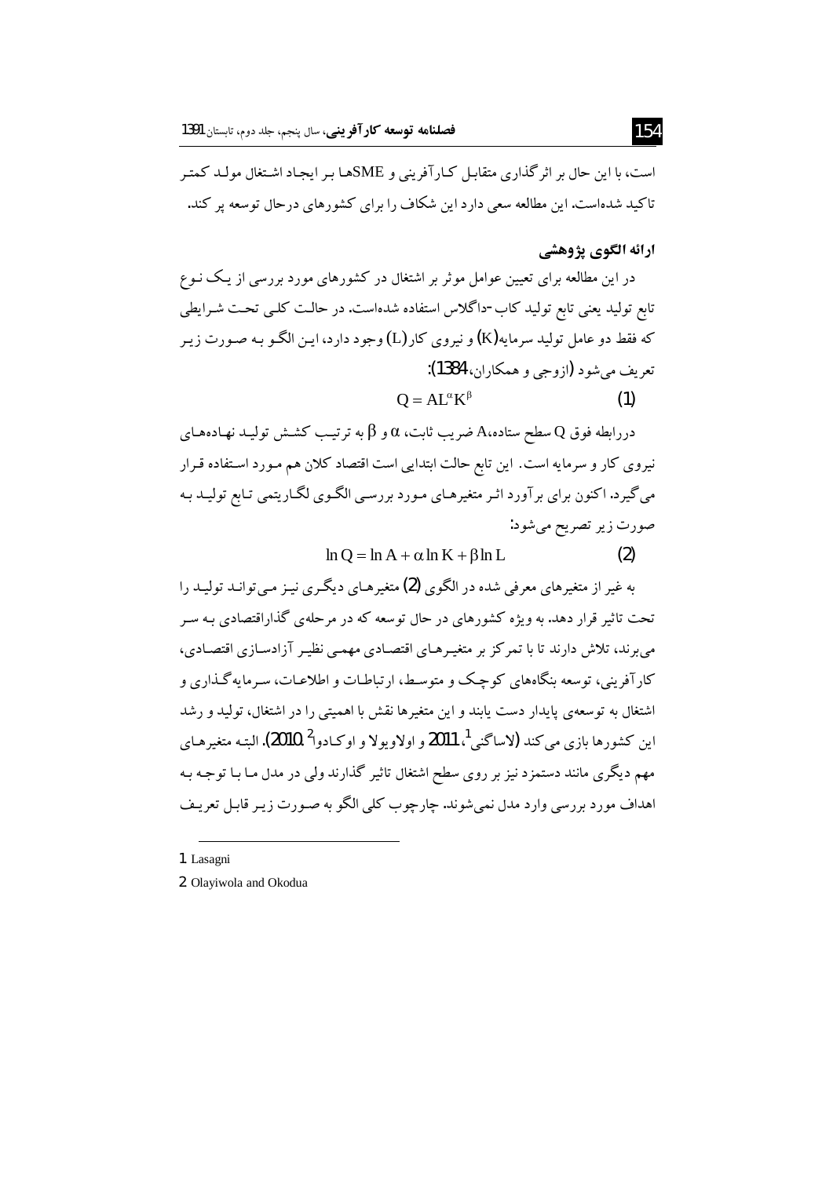است، با این حال بر اثرگذاری متقابل کارآفرینی و SMEها بر ایجاد اشتغال مولد کمتر تاکید شده‌است. این مطالعه سعی دارد این شکاف را برای کشورهای درحال توسعه پر کند.

## ارائه الگوی پژوهشی

در این مطالعه برای تعیین عوامل موثر بر اشتغال در کشورهای مورد بررسی از یک نوع تابع تولید یعنی تابع تولید کاب-داگلاس استفاده شده‌است. در حالت کلی تحت شرایطی که فقط دو عامل تولید سرمایه(K) و نیروی کار(L) وجود دارد، این الگو به صورت زیر تعریف می‌شود (ازوجی و همکاران، 1384):

$$Q = AL^{\alpha}K^{\beta} \qquad (1)$$

دررابطه فوق Q سطح ستاده، A ضریب ثابت، $\alpha$ و $\beta$ به ترتیب کشش تولید نهاده‌های نیروی کار و سرمایه است. این تابع حالت ابتدایی است اقتصاد کلان هم مورد استفاده قرار می‌گیرد. اکنون برای برآورد اثر متغیرهای مورد بررسی الگوی لگاریتمی تابع تولید به صورت زیر تصریح می‌شود:

$$\ln Q = \ln A + \alpha \ln K + \beta \ln L \qquad (2)$$

به غیر از متغیرهای معرفی شده در الگوی (2) متغیرهای دیگری نیز می‌تواند تولید را تحت تاثیر قرار دهد. به ویژه کشورهای در حال توسعه که در مرحله‌ی گذاراقتصادی به سر می‌برند، تلاش دارند تا با تمرکز بر متغیرهای اقتصادی مهمی نظیر آزادسازی اقتصادی، کارآفرینی، توسعه بنگاه‌های کوچک و متوسط، ارتباطات و اطلاعات، سرمایه‌گذاری و اشتغال به توسعه‌ی پایدار دست یابند و این متغیرها نقش با اهمیتی را در اشتغال، تولید و رشد این کشورها بازی می‌کند (لاساگنی[1]، 2011 و اولاویولا و اوکادوا[2]، 2010). البته متغیرهای مهم دیگری مانند دستمزد نیز بر روی سطح اشتغال تاثیر گذارند ولی در مدل ما با توجه به اهداف مورد بررسی وارد مدل نمی‌شوند. چارچوب کلی الگو به صورت زیر قابل تعریف

---

1. Lasagni
2. Olayiwola and Okodua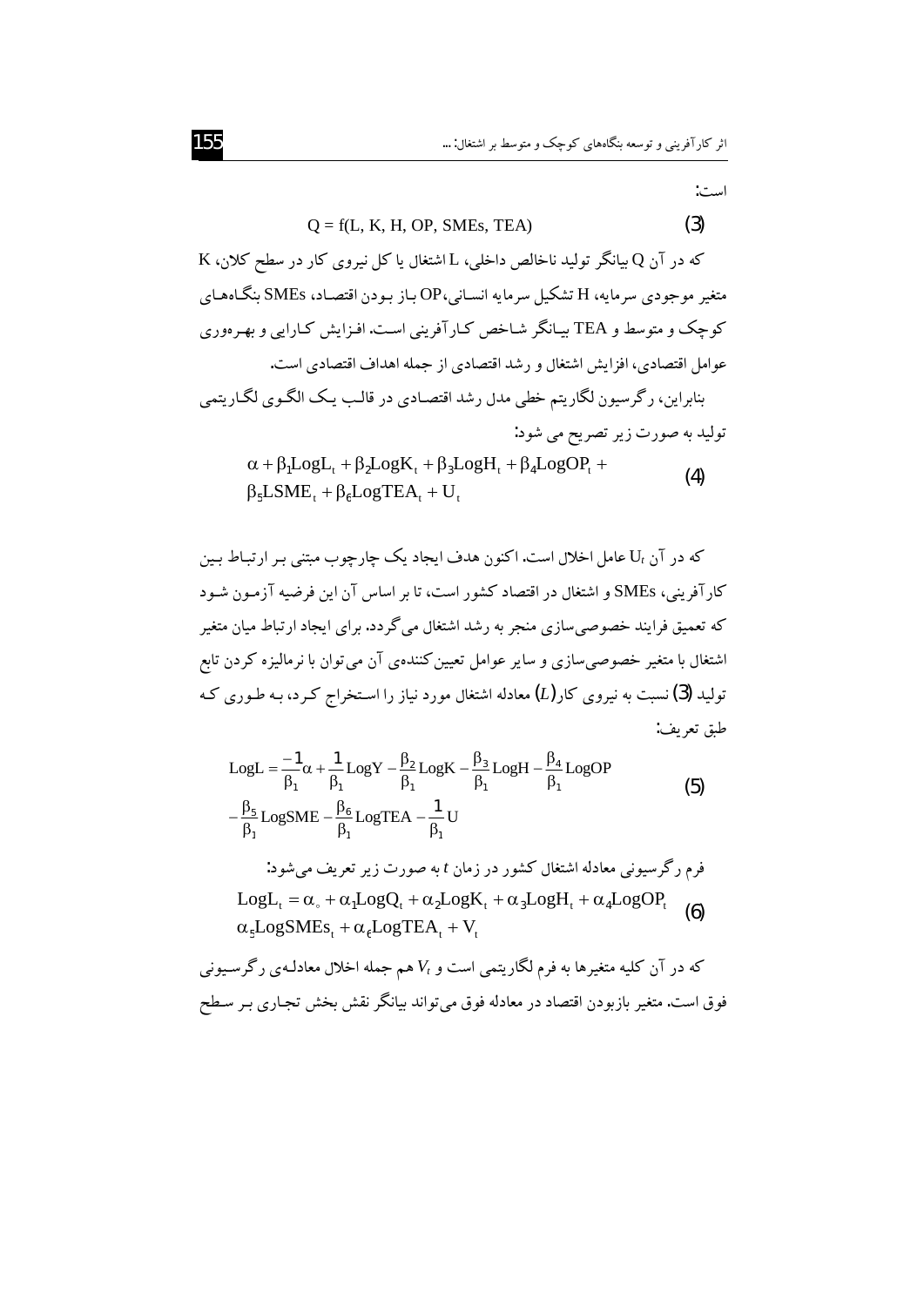است:

$$Q = f(L, K, H, OP, SMEs, TEA) \qquad (3)$$

که در آن Q بیانگر تولید ناخالص داخلی، L اشتغال یا کل نیروی کار در سطح کلان، K متغیر موجودی سرمایه، H تشکیل سرمایه انسانی، OP باز بودن اقتصاد، SMEs بنگاه‌های کوچک و متوسط و TEA بیانگر شاخص کارآفرینی است. افزایش کارایی و بهره‌وری عوامل اقتصادی، افزایش اشتغال و رشد اقتصادی از جمله اهداف اقتصادی است.

بنابراین، رگرسیون لگاریتم خطی مدل رشد اقتصادی در قالب یک الگوی لگاریتمی تولید به صورت زیر تصریح می شود:

$$\alpha + \beta_1 LogL_t + \beta_2 LogK_t + \beta_3 LogH_t + \beta_4 LogOP_t + \beta_5 LSME_t + \beta_6 LogTEA_t + U_t \qquad (4)$$

که در آن $U_t$ عامل اخلال است. اکنون هدف ایجاد یک چارچوب مبتنی بر ارتباط بین کارآفرینی، SMEs و اشتغال در اقتصاد کشور است، تا بر اساس آن این فرضیه آزمون شود که تعمیق فرایند خصوصی‌سازی منجر به رشد اشتغال می‌گردد. برای ایجاد ارتباط میان متغیر اشتغال با متغیر خصوصی‌سازی و سایر عوامل تعیین‌کننده‌ی آن می‌توان با نرمالیزه کردن تابع تولید (3) نسبت به نیروی کار $(L)$ معادله اشتغال مورد نیاز را استخراج کرد، به طوری که طبق تعریف:

$$LogL = \frac{-1}{\beta_1}\alpha + \frac{1}{\beta_1}LogY - \frac{\beta_2}{\beta_1}LogK - \frac{\beta_3}{\beta_1}LogH - \frac{\beta_4}{\beta_1}LogOP - \frac{\beta_5}{\beta_1}LogSME - \frac{\beta_6}{\beta_1}LogTEA - \frac{1}{\beta_1}U \qquad (5)$$

فرم رگرسیونی معادله اشتغال کشور در زمان $t$ به صورت زیر تعریف می‌شود:

$$LogL_t = \alpha_0 + \alpha_1 LogQ_t + \alpha_2 LogK_t + \alpha_3 LogH_t + \alpha_4 LogOP_t + \alpha_5 LogSMEs_t + \alpha_6 LogTEA_t + V_t \qquad (6)$$

که در آن کلیه متغیرها به فرم لگاریتمی است و $V_t$ هم جمله اخلال معادله‌ی رگرسیونی فوق است. متغیر بازبودن اقتصاد در معادله فوق می‌تواند بیانگر نقش بخش تجاری بر سطح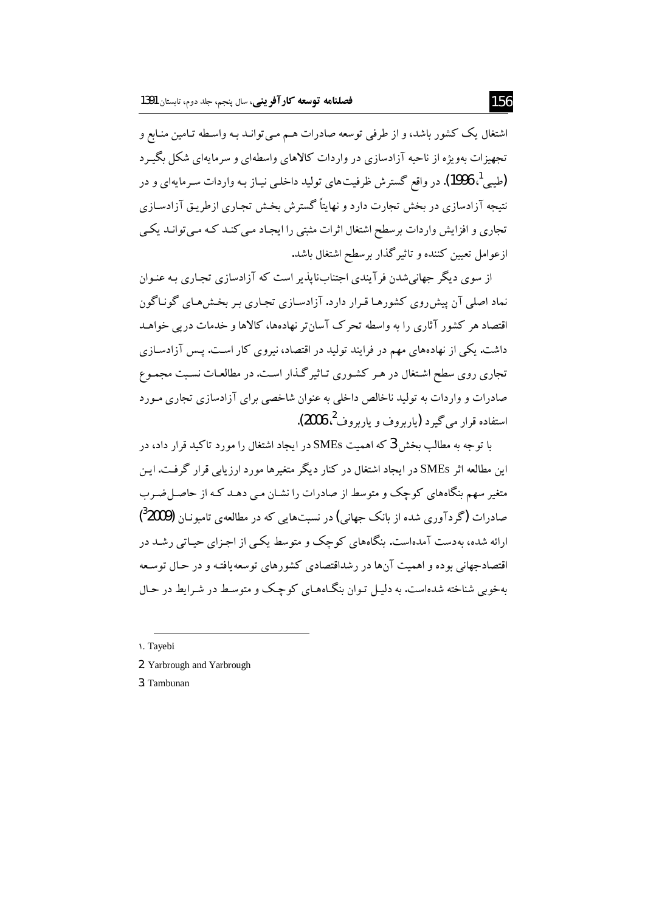اشتغال یک کشور باشد، و از طرفی توسعه صادرات هم می‌تواند به واسطه تامین منابع و تجهیزات به‌ویژه از ناحیه آزادسازی در واردات کالاهای واسطه‌ای و سرمایه‌ای شکل بگیرد (طیبی[1]، 1996). در واقع گسترش ظرفیت‌های تولید داخلی نیاز به واردات سرمایه‌ای و در نتیجه آزادسازی در بخش تجارت دارد و نهایتاً گسترش بخش تجاری ازطریق آزادسازی تجاری و افزایش واردات برسطح اشتغال اثرات مثبتی را ایجاد می‌کند که می‌تواند یکی ازعوامل تعیین کننده و تاثیرگذار برسطح اشتغال باشد.

از سوی دیگر جهانی‌شدن فرآیندی اجتناب‌ناپذیر است که آزادسازی تجاری به عنوان نماد اصلی آن پیش‌روی کشورها قرار دارد. آزادسازی تجاری بر بخش‌های گوناگون اقتصاد هر کشور آثاری را به واسطه تحرک آسان‌تر نهاده‌ها، کالاها و خدمات درپی خواهد داشت. یکی از نهاده‌های مهم در فرایند تولید در اقتصاد، نیروی کار است. پس آزادسازی تجاری روی سطح اشتغال در هر کشوری تاثیرگذار است. در مطالعات نسبت مجموع صادرات و واردات به تولید ناخالص داخلی به عنوان شاخصی برای آزادسازی تجاری مورد استفاده قرار می‌گیرد (یاربروف و یاربروف[2]، 2006).

با توجه به مطالب بخش 3 که اهمیت SMEs در ایجاد اشتغال را مورد تاکید قرار داد، در این مطالعه اثر SMEs در ایجاد اشتغال در کنار دیگر متغیرها مورد ارزیابی قرار گرفت. این متغیر سهم بنگاه‌های کوچک و متوسط از صادرات را نشان می‌دهد که از حاصل‌ضرب صادرات (گردآوری شده از بانک جهانی) در نسبت‌هایی که در مطالعه‌ی تامبونان (2009[3]) ارائه شده، به‌دست آمده‌است. بنگاه‌های کوچک و متوسط یکی از اجزای حیاتی رشد در اقتصادجهانی بوده و اهمیت آن‌ها در رشداقتصادی کشورهای توسعه‌یافته و در حال توسعه به‌خوبی شناخته شده‌است. به دلیل توان بنگاه‌های کوچک و متوسط در شرایط در حال

---

1. Tayebi
2. Yarbrough and Yarbrough
3. Tambunan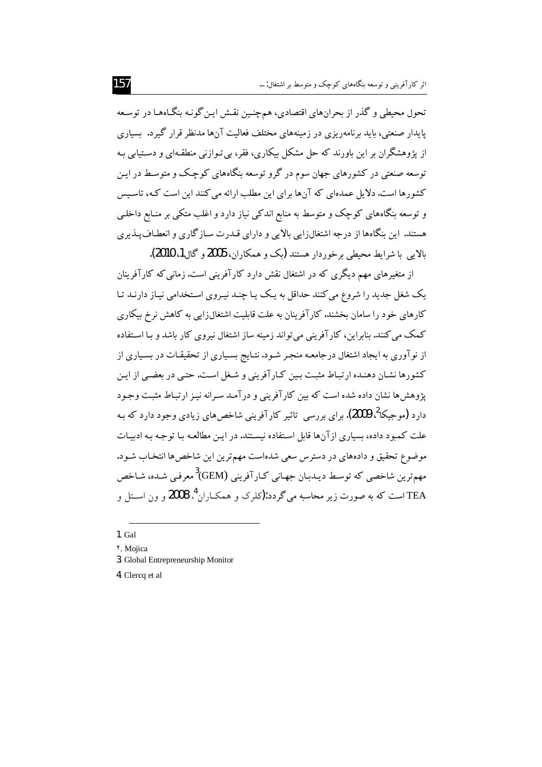تحول محیطی و گذر از بحران‌های اقتصادی، هم‌چنین نقش این‌گونه بنگاه‌ها در توسعه پایدار صنعتی، باید برنامه‌ریزی در زمینه‌های مختلف فعالیت آن‌ها مدنظر قرار گیرد. بسیاری از پژوهشگران بر این باورند که حل مشکل بیکاری، فقر، بی‌توازنی منطقه‌ای و دستیابی به توسعه صنعتی در کشورهای جهان سوم در گرو توسعه بنگاه‌های کوچک و متوسط در این کشورها است. دلایل عمده‌ای که آن‌ها برای این مطلب ارائه می‌کنند این است که، تاسیس و توسعه بنگاه‌های کوچک و متوسط به منابع اندکی نیاز دارد و اغلب متکی بر منابع داخلی هستند. این بنگاه‌ها از درجه اشتغال‌زایی بالایی و دارای قدرت سازگاری و انعطاف‌پذیری بالایی با شرایط محیطی برخوردار هستند (بک و همکاران، 2005 و گال[1]، 2010).

از متغیرهای مهم دیگری که در اشتغال نقش دارد کارآفرینی است. زمانی که کارآفرینان یک شغل جدید را شروع می‌کنند حداقل به یک یا چند نیروی استخدامی نیاز دارند تا کارهای خود را سامان بخشند. کارآفرینان به علت قابلیت اشتغال‌زایی به کاهش نرخ بیکاری کمک می‌کنند. بنابراین، کارآفرینی می‌تواند زمینه ساز اشتغال نیروی کار باشد و با استفاده از نوآوری به ایجاد اشتغال درجامعه منجر شود. نتایج بسیاری از تحقیقات در بسیاری از کشورها نشان دهنده ارتباط مثبت بین کارآفرینی و شغل است. حتی در بعضی از این پژوهش‌ها نشان داده شده است که بین کارآفرینی و درآمد سرانه نیز ارتباط مثبت وجود دارد (موجیکا[2]، 2009). برای بررسی تاثیر کارآفرینی شاخص‌های زیادی وجود دارد که به علت کمبود داده، بسیاری ازآن‌ها قابل استفاده نیستند. در این مطالعه با توجه به ادبیات موضوع تحقیق و داده‌های در دسترس سعی شده‌است مهم‌ترین این شاخص‌ها انتخاب شود. مهم‌ترین شاخصی که توسط دیدبان جهانی کارآفرینی (GEM)[3] معرفی شده، شاخص TEA است که به صورت زیر محاسبه می‌گردد: (کلرک و همکاران[4]، 2008 و ون استل و

---

1. Gal
2. Mojica
3. Global Entrepreneurship Monitor
4. Clercq et al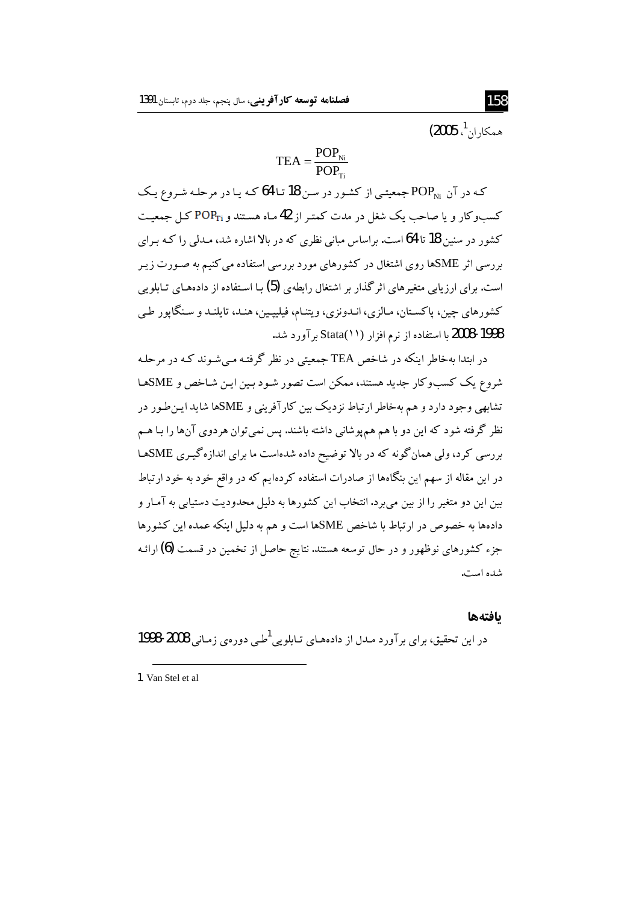همکاران[1]، 2005)

$$TEA = \frac{POP_{Ni}}{POP_{Ti}}$$

که در آن $POP_{Ni}$ جمعیتی از کشور در سن 18 تا 64 که یا در مرحله شروع یک کسب‌وکار و یا صاحب یک شغل در مدت کمتر از 42 ماه هستند و $POP_{Ti}$ کل جمعیت کشور در سنین 18 تا 64 است. براساس مبانی نظری که در بالا اشاره شد، مدلی را که برای بررسی اثر SMEها روی اشتغال در کشورهای مورد بررسی استفاده می‌کنیم به صورت زیر است. برای ارزیابی متغیرهای اثرگذار بر اشتغال رابطه‌ی (5) با استفاده از داده‌های تابلویی کشورهای چین، پاکستان، مالزی، اندونزی، ویتنام، فیلیپین، هند، تایلند و سنگاپور طی 1998-2008 با استفاده از نرم افزار Stata(۱۱) برآورد شد.

در ابتدا به‌خاطر اینکه در شاخص TEA جمعیتی در نظر گرفته می‌شوند که در مرحله شروع یک کسب‌وکار جدید هستند، ممکن است تصور شود بین این شاخص و SMEها تشابهی وجود دارد و هم به‌خاطر ارتباط نزدیک بین کارآفرینی و SMEها شاید این‌طور در نظر گرفته شود که این دو با هم هم‌پوشانی داشته باشند. پس نمی‌توان هردوی آن‌ها را با هم بررسی کرد، ولی همان‌گونه که در بالا توضیح داده شده‌است ما برای اندازه‌گیری SMEها در این مقاله از سهم این بنگاه‌ها از صادرات استفاده کرده‌ایم که در واقع خود به خود ارتباط بین این دو متغیر را از بین می‌برد. انتخاب این کشورها به دلیل محدودیت دستیابی به آمار و داده‌ها به خصوص در ارتباط با شاخص SMEها است و هم به دلیل اینکه عمده این کشورها جزء کشورهای نوظهور و در حال توسعه هستند. نتایج حاصل از تخمین در قسمت (6) ارائه شده است.

## یافته‌ها

در این تحقیق، برای برآورد مدل از داده‌های تابلویی[1] طی دوره‌ی زمانی 2008-1998

---

1. Van Stel et al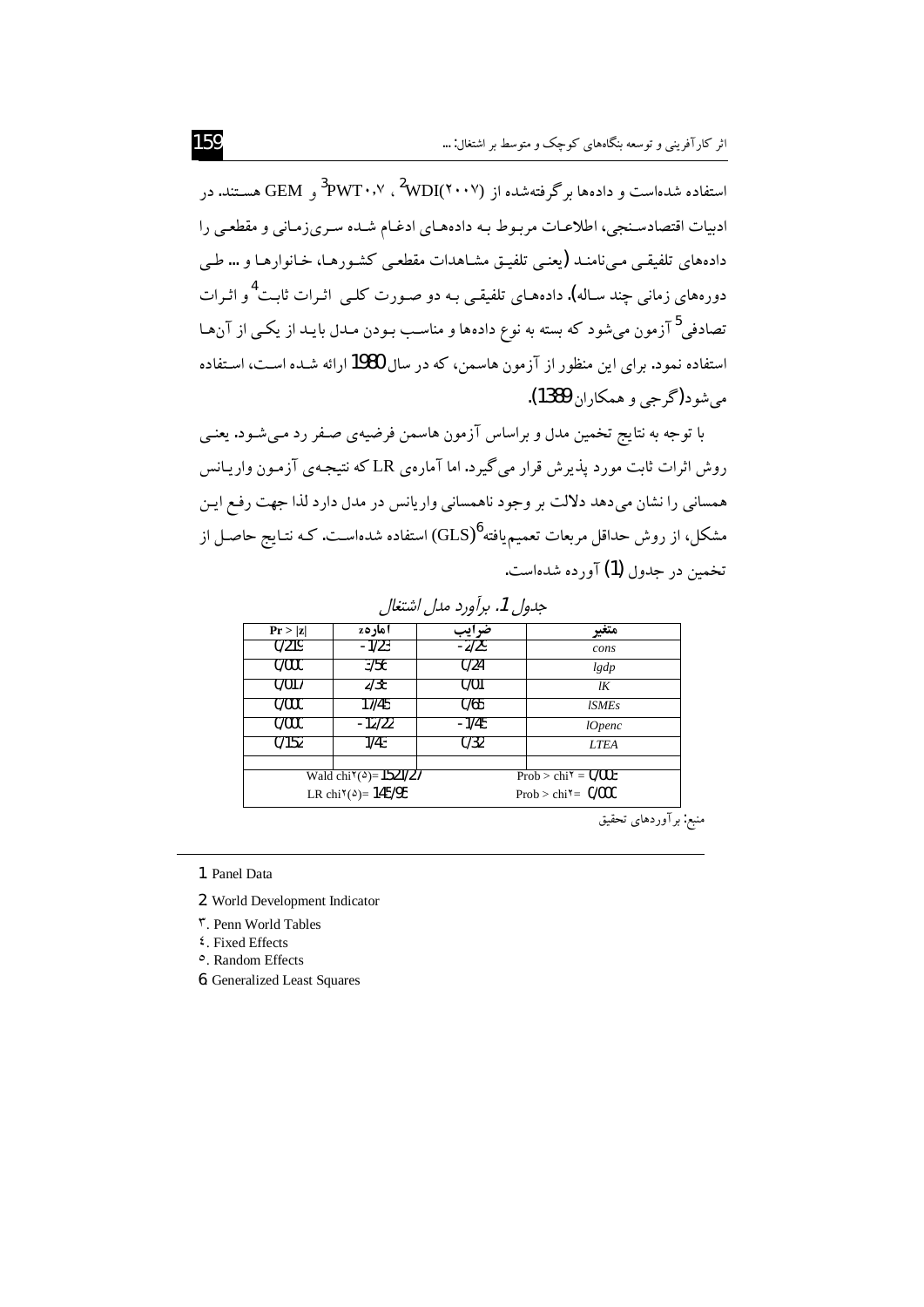استفاده شده‌است و داده‌ها برگرفته‌شده از WDI(۲۰۰۷)[2] ، PWT۰،۷[3] و GEM هستند. در ادبیات اقتصادسنجی، اطلاعات مربوط به داده‌های ادغام شده سری‌زمانی و مقطعی را داده‌های تلفیقی می‌نامند (یعنی تلفیق مشاهدات مقطعی کشورها، خانوارها و ... طی دوره‌های زمانی چند ساله). داده‌های تلفیقی به دو صورت کلی اثرات ثابت[4] و اثرات تصادفی[5] آزمون می‌شود که بسته به نوع داده‌ها و مناسب بودن مدل باید از یکی از آن‌ها استفاده نمود. برای این منظور از آزمون هاسمن، که در سال 1980 ارائه شده است، استفاده می‌شود (گرجی و همکاران 1389).

با توجه به نتایج تخمین مدل و براساس آزمون هاسمن فرضیه‌ی صفر رد می‌شود. یعنی روش اثرات ثابت مورد پذیرش قرار می‌گیرد. اما آماره‌ی LR که نتیجه‌ی آزمون واریانس همسانی را نشان می‌دهد دلالت بر وجود ناهمسانی واریانس در مدل دارد لذا جهت رفع این مشکل، از روش حداقل مربعات تعمیم‌یافته[6] (GLS) استفاده شده‌است. که نتایج حاصل از تخمین در جدول (1) آورده شده‌است.

*جدول 1. برآورد مدل اشتغال*

| متغیر | ضرایب | آماره z | $Pr > \|z\|$ |
|---|---|---|---|
| *cons* | -2/25 | -1/23 | 0/219 |
| *lgdp* | 0/24 | 3/56 | 0/000 |
| *lK* | 0/01 | 2/38 | 0/017 |
| *lSMEs* | 0/65 | 17/45 | 0/000 |
| *lOpenc* | -1/45 | -12/22 | 0/000 |
| *LTEA* | 0/32 | 1/43 | 0/152 |
| $Prob > chi^2 = 0/003$ | | Wald $chi^2(5) = 1521/27$ | |
| $Prob > chi^2 = 0/000$ | | LR $chi^2(5) = 145/95$ | |

منبع: برآوردهای تحقیق

---

1. Panel Data
2. World Development Indicator
3. Penn World Tables
4. Fixed Effects
5. Random Effects
6. Generalized Least Squares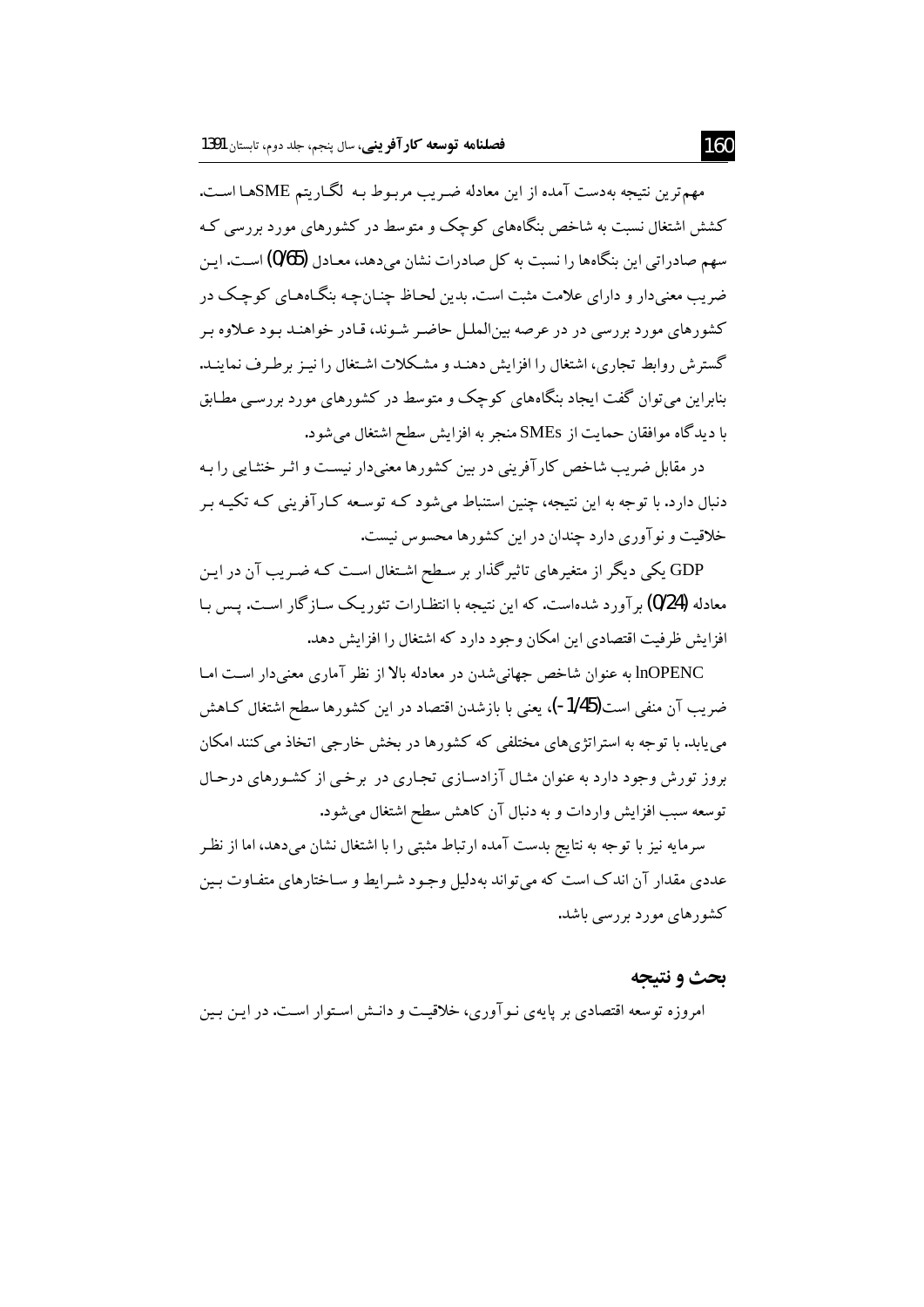مهم‌ترین نتیجه به‌دست آمده از این معادله ضریب مربوط بـه لگـاریتم SMEهـا اسـت. کشش اشتغال نسبت به شاخص بنگاه‌های کوچک و متوسط در کشورهای مورد بررسی کـه سهم صادراتی این بنگاه‌ها را نسبت به کل صادرات نشان می‌دهد، معـادل (0/65) اسـت. ایـن ضریب معنی‌دار و دارای علامت مثبت است. بدین لحـاظ چنـان‌چـه بنگـاه‌هـای کوچـک در کشورهای مورد بررسی در در عرصه بین‌الملـل حاضـر شـوند، قـادر خواهنـد بـود عـلاوه بـر گسترش روابط تجاری، اشتغال را افزایش دهنـد و مشـکلات اشـتغال را نیـز برطـرف نماینـد. بنابراین می‌توان گفت ایجاد بنگاه‌های کوچک و متوسط در کشورهای مورد بررسـی مطـابق با دیدگاه موافقان حمایت از SMEs منجر به افزایش سطح اشتغال می‌شود.

در مقابل ضریب شاخص کارآفرینی در بین کشورها معنی‌دار نیسـت و اثـر خنثـایی را بـه دنبال دارد. با توجه به این نتیجه، چنین استنباط می‌شود کـه توسـعه کـارآفرینی کـه تکیـه بـر خلاقیت و نوآوری دارد چندان در این کشورها محسوس نیست.

GDP یکی دیگر از متغیرهای تاثیرگذار بر سـطح اشـتغال اسـت کـه ضـریب آن در ایـن معادله (0/24) برآورد شده‌است. که این نتیجه با انتظـارات تئوریـک سـازگار اسـت. پـس بـا افزایش ظرفیت اقتصادی این امکان وجود دارد که اشتغال را افزایش دهد.

lnOPENC به عنوان شاخص جهانی‌شدن در معادله بالا از نظر آماری معنی‌دار اسـت امـا ضریب آن منفی است(1/45-)، یعنی با بازشدن اقتصاد در این کشورها سطح اشتغال کـاهش می‌یابد. با توجه به استراتژی‌های مختلفی که کشورها در بخش خارجی اتخاذ می‌کنند امکان بروز تورش وجود دارد به عنوان مثـال آزادسـازی تجـاری در برخـی از کشـورهای درحـال توسعه سبب افزایش واردات و به دنبال آن کاهش سطح اشتغال می‌شود.

سرمایه نیز با توجه به نتایج بدست آمده ارتباط مثبتی را با اشتغال نشان می‌دهد، اما از نظـر عددی مقدار آن اندک است که می‌تواند به‌دلیل وجـود شـرایط و سـاختارهای متفـاوت بـین کشورهای مورد بررسی باشد.

## بحث و نتیجه

امروزه توسعه اقتصادی بر پایه‌ی نـوآوری، خلاقیـت و دانـش اسـتوار اسـت. در ایـن بـین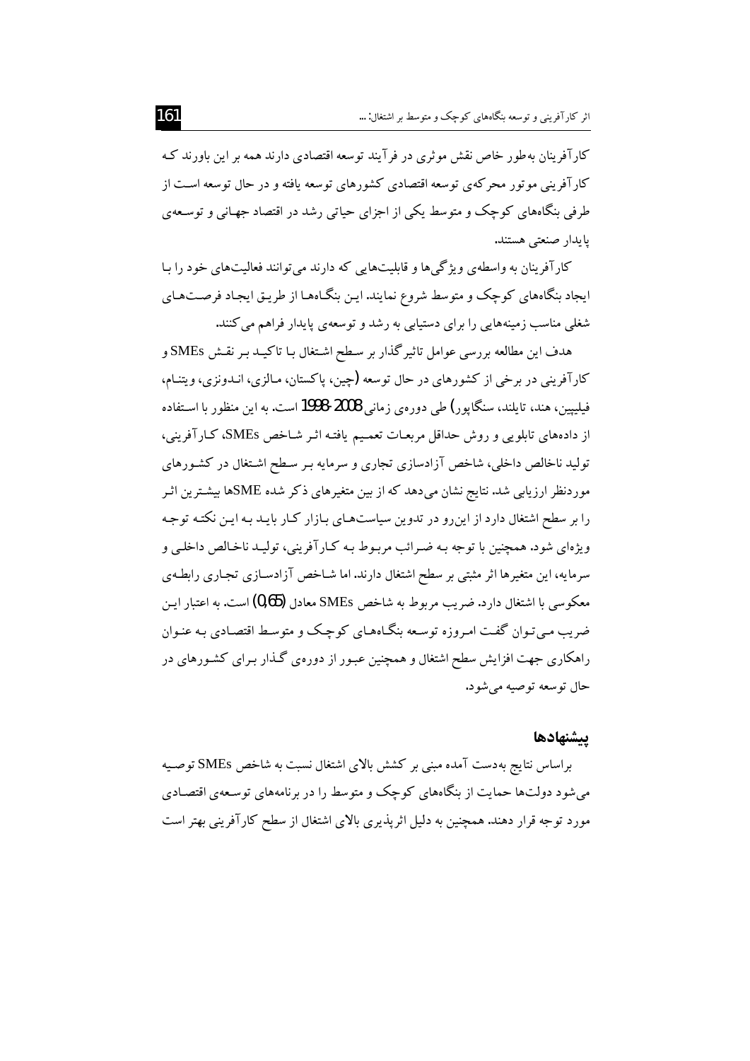کارآفرینان به‌طور خاص نقش موثری در فرآیند توسعه اقتصادی دارند همه بر این باورند که کارآفرینی موتور محرکه‌ی توسعه اقتصادی کشورهای توسعه یافته و در حال توسعه است از طرفی بنگاه‌های کوچک و متوسط یکی از اجزای حیاتی رشد در اقتصاد جهانی و توسعه‌ی پایدار صنعتی هستند.

کارآفرینان به واسطه‌ی ویژگی‌ها و قابلیت‌هایی که دارند می‌توانند فعالیت‌های خود را با ایجاد بنگاه‌های کوچک و متوسط شروع نمایند. این بنگاه‌ها از طریق ایجاد فرصت‌های شغلی مناسب زمینه‌هایی را برای دستیابی به رشد و توسعه‌ی پایدار فراهم می‌کنند.

هدف این مطالعه بررسی عوامل تاثیرگذار بر سطح اشتغال با تاکید بر نقش SMEs و کارآفرینی در برخی از کشورهای در حال توسعه (چین، پاکستان، مالزی، اندونزی، ویتنام، فیلیپین، هند، تایلند، سنگاپور) طی دوره‌ی زمانی 2008-1998 است. به این منظور با استفاده از داده‌های تابلویی و روش حداقل مربعات تعمیم یافته اثر شاخص SMEs، کارآفرینی، تولید ناخالص داخلی، شاخص آزادسازی تجاری و سرمایه بر سطح اشتغال در کشورهای موردنظر ارزیابی شد. نتایج نشان می‌دهد که از بین متغیرهای ذکر شده SMEها بیشترین اثر را بر سطح اشتغال دارد از این‌رو در تدوین سیاست‌های بازار کار باید به این نکته توجه ویژه‌ای شود. همچنین با توجه به ضرائب مربوط به کارآفرینی، تولید ناخالص داخلی و سرمایه، این متغیرها اثر مثبتی بر سطح اشتغال دارند. اما شاخص آزادسازی تجاری رابطه‌ی معکوسی با اشتغال دارد. ضریب مربوط به شاخص SMEs معادل (0/65) است. به اعتبار این ضریب می‌توان گفت امروزه توسعه بنگاه‌های کوچک و متوسط اقتصادی به عنوان راهکاری جهت افزایش سطح اشتغال و همچنین عبور از دوره‌ی گذار برای کشورهای در حال توسعه توصیه می‌شود.

## پیشنهادها

براساس نتایج به‌دست آمده مبنی بر کشش بالای اشتغال نسبت به شاخص SMEs توصیه می‌شود دولت‌ها حمایت از بنگاه‌های کوچک و متوسط را در برنامه‌های توسعه‌ی اقتصادی مورد توجه قرار دهند. همچنین به دلیل اثرپذیری بالای اشتغال از سطح کارآفرینی بهتر است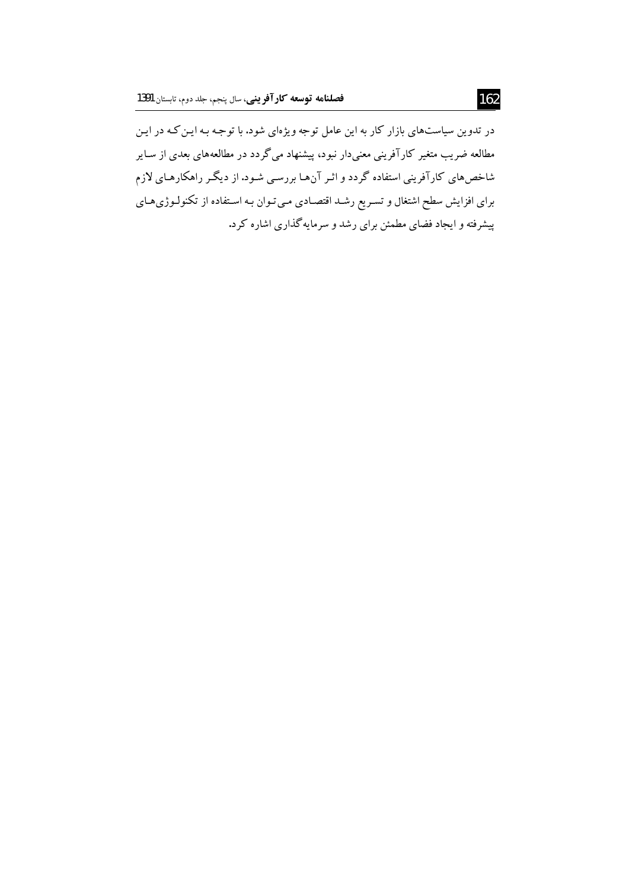در تدوین سیاست‌های بازار کار به این عامل توجه ویژه‌ای شود. با توجه به این‌که در این مطالعه ضریب متغیر کارآفرینی معنی‌دار نبود، پیشنهاد می‌گردد در مطالعه‌های بعدی از سایر شاخص‌های کارآفرینی استفاده گردد و اثر آن‌ها بررسی شود. از دیگر راهکارهای لازم برای افزایش سطح اشتغال و تسریع رشد اقتصادی می‌توان به استفاده از تکنولوژی‌های پیشرفته و ایجاد فضای مطمئن برای رشد و سرمایه‌گذاری اشاره کرد.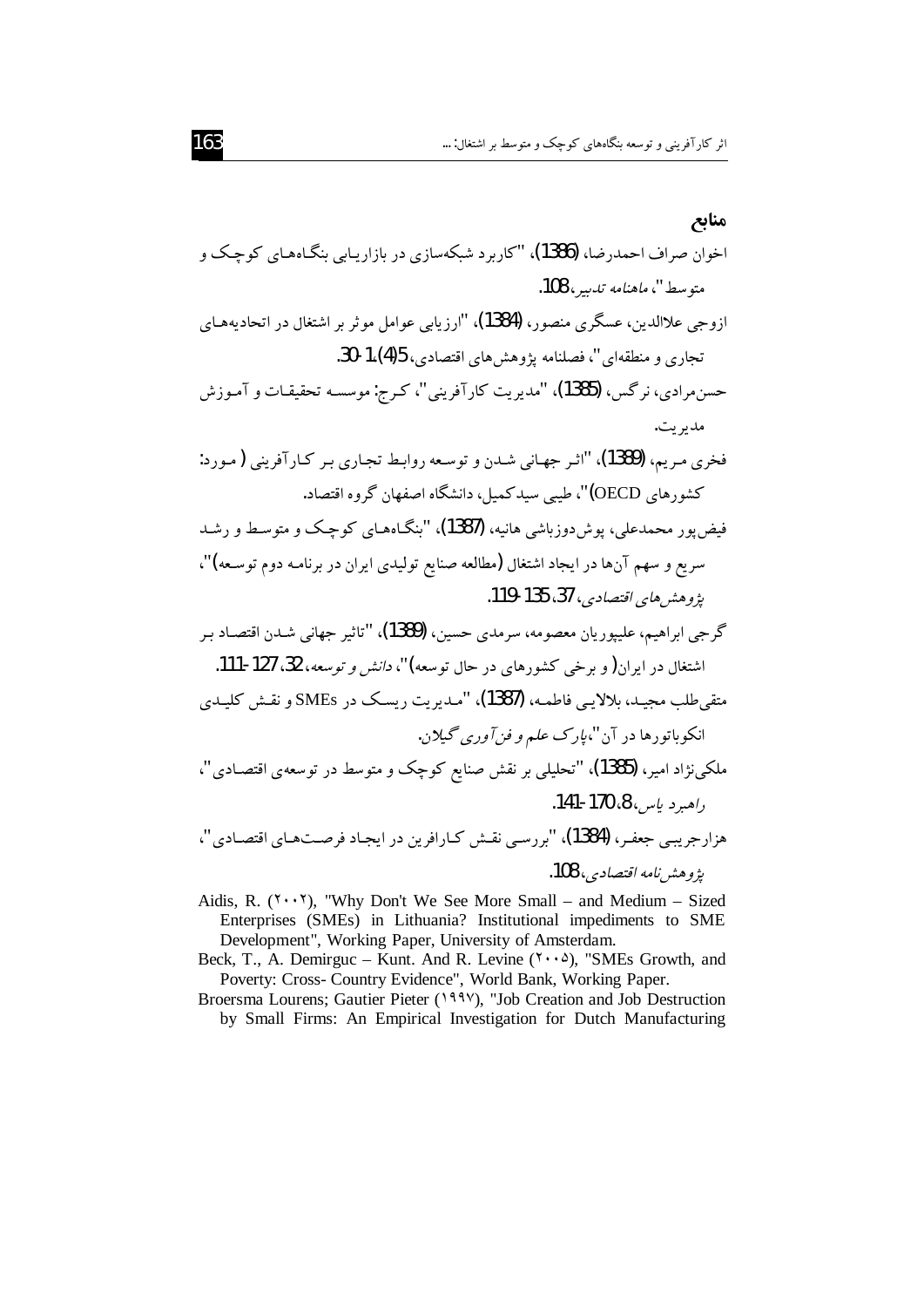## منابع

اخوان صراف احمدرضا، (1386)، "کاربرد شبکه‌سازی در بازاریابی بنگاه‌های کوچک و متوسط"، *ماهنامه تدبیر*، 108.

ازوجی علاالدین، عسگری منصور، (1384)، "ارزیابی عوامل موثر بر اشتغال در اتحادیه‌های تجاری و منطقه‌ای"، فصلنامه پژوهش‌های اقتصادی، 5(4)، 1-30.

حسن‌مرادی، نرگس، (1385)، "مدیریت کارآفرینی"، کرج: موسسه تحقیقات و آموزش مدیریت.

فخری مریم، (1389)، "اثر جهانی شدن و توسعه روابط تجاری بر کارآفرینی ( مورد: کشورهای OECD)"، طیبی سیدکمیل، دانشگاه اصفهان گروه اقتصاد.

فیض‌پور محمدعلی، پوش‌دوزباشی هانیه، (1387)، "بنگاه‌های کوچک و متوسط و رشد سریع و سهم آن‌ها در ایجاد اشتغال (مطالعه صنایع تولیدی ایران در برنامه دوم توسعه)"، *پژوهش‌های اقتصادی*، 37، 135-119.

گرجی ابراهیم، علیپوریان معصومه، سرمدی حسین، (1389)، "تاثیر جهانی شدن اقتصاد بر اشتغال در ایران( و برخی کشورهای در حال توسعه)"، *دانش و توسعه*، 32، 127-111.

متقی‌طلب مجید، بلالایی فاطمه، (1387)، "مدیریت ریسک در SMEs و نقش کلیدی انکوباتورها در آن"، *پارک علم و فن‌آوری گیلان*.

ملکی‌نژاد امیر، (1385)، "تحلیلی بر نقش صنایع کوچک و متوسط در توسعه‌ی اقتصادی"، *راهبرد یاس*، 8، 170-141.

هزارجریبی جعفر، (1384)، "بررسی نقش کارافرین در ایجاد فرصت‌های اقتصادی"، *پژوهش‌نامه اقتصادی*، 108.

Aidis, R. (۲۰۰۲), "Why Don't We See More Small – and Medium – Sized Enterprises (SMEs) in Lithuania? Institutional impediments to SME Development", Working Paper, University of Amsterdam.

Beck, T., A. Demirguc – Kunt. And R. Levine (۲۰۰۵), "SMEs Growth, and Poverty: Cross- Country Evidence", World Bank, Working Paper.

Broersma Lourens; Gautier Pieter (۱۹۹۷), "Job Creation and Job Destruction by Small Firms: An Empirical Investigation for Dutch Manufacturing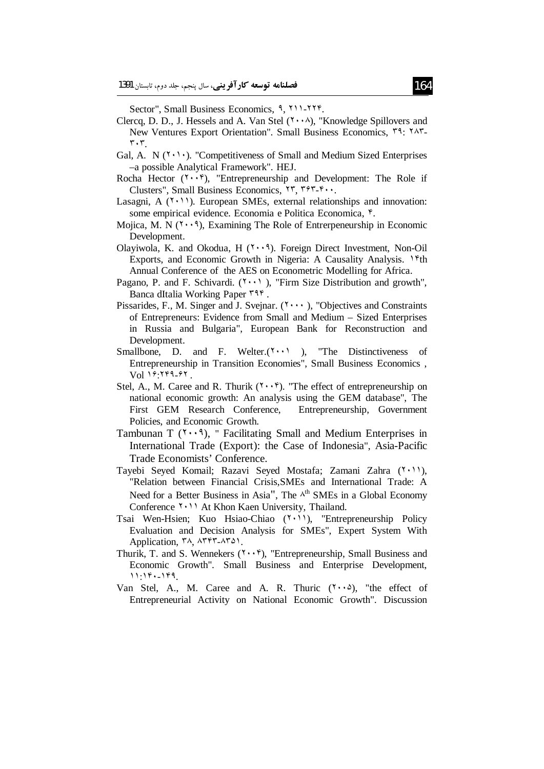Sector", Small Business Economics, ۹, ۲۱۱-۲۲۴.

Clercq, D. D., J. Hessels and A. Van Stel (۲۰۰۸), "Knowledge Spillovers and New Ventures Export Orientation". Small Business Economics, ۳۹: ۲۸۳-۳۰۳.

Gal, A. N (۲۰۱۰). "Competitiveness of Small and Medium Sized Enterprises –a possible Analytical Framework". HEJ.

Rocha Hector (۲۰۰۴), "Entrepreneurship and Development: The Role if Clusters", Small Business Economics, ۲۳, ۳۶۳-۴۰۰.

Lasagni, A (۲۰۱۱). European SMEs, external relationships and innovation: some empirical evidence. Economia e Politica Economica, ۴.

Mojica, M. N (۲۰۰۹), Examining The Role of Entrerpeneurship in Economic Development.

Olayiwola, K. and Okodua, H (۲۰۰۹). Foreign Direct Investment, Non-Oil Exports, and Economic Growth in Nigeria: A Causality Analysis. ۱۴th Annual Conference of the AES on Econometric Modelling for Africa.

Pagano, P. and F. Schivardi. (۲۰۰۱ ), "Firm Size Distribution and growth", Banca dItalia Working Paper ۳۹۴ .

Pissarides, F., M. Singer and J. Svejnar. (۲۰۰۰ ), "Objectives and Constraints of Entrepreneurs: Evidence from Small and Medium – Sized Enterprises in Russia and Bulgaria", European Bank for Reconstruction and Development.

Smallbone, D. and F. Welter.(۲۰۰۱ ), "The Distinctiveness of Entrepreneurship in Transition Economies", Small Business Economics , Vol ۱۶:۲۴۹-۶۲ .

Stel, A., M. Caree and R. Thurik (۲۰۰۴). "The effect of entrepreneurship on national economic growth: An analysis using the GEM database", The First GEM Research Conference, Entrepreneurship, Government Policies, and Economic Growth.

Tambunan T (۲۰۰۹), " Facilitating Small and Medium Enterprises in International Trade (Export): the Case of Indonesia", Asia-Pacific Trade Economists' Conference.

Tayebi Seyed Komail; Razavi Seyed Mostafa; Zamani Zahra (۲۰۱۱), "Relation between Financial Crisis,SMEs and International Trade: A Need for a Better Business in Asia", The ۸th SMEs in a Global Economy Conference ۲۰۱۱ At Khon Kaen University, Thailand.

Tsai Wen-Hsien; Kuo Hsiao-Chiao (۲۰۱۱), "Entrepreneurship Policy Evaluation and Decision Analysis for SMEs", Expert System With Application, ۳۸, ۸۳۴۳-۸۳۵۱.

Thurik, T. and S. Wennekers (۲۰۰۴), "Entrepreneurship, Small Business and Economic Growth". Small Business and Enterprise Development, ۱۱:۱۴۰-۱۴۹.

Van Stel, A., M. Caree and A. R. Thuric (۲۰۰۵), "the effect of Entrepreneurial Activity on National Economic Growth". Discussion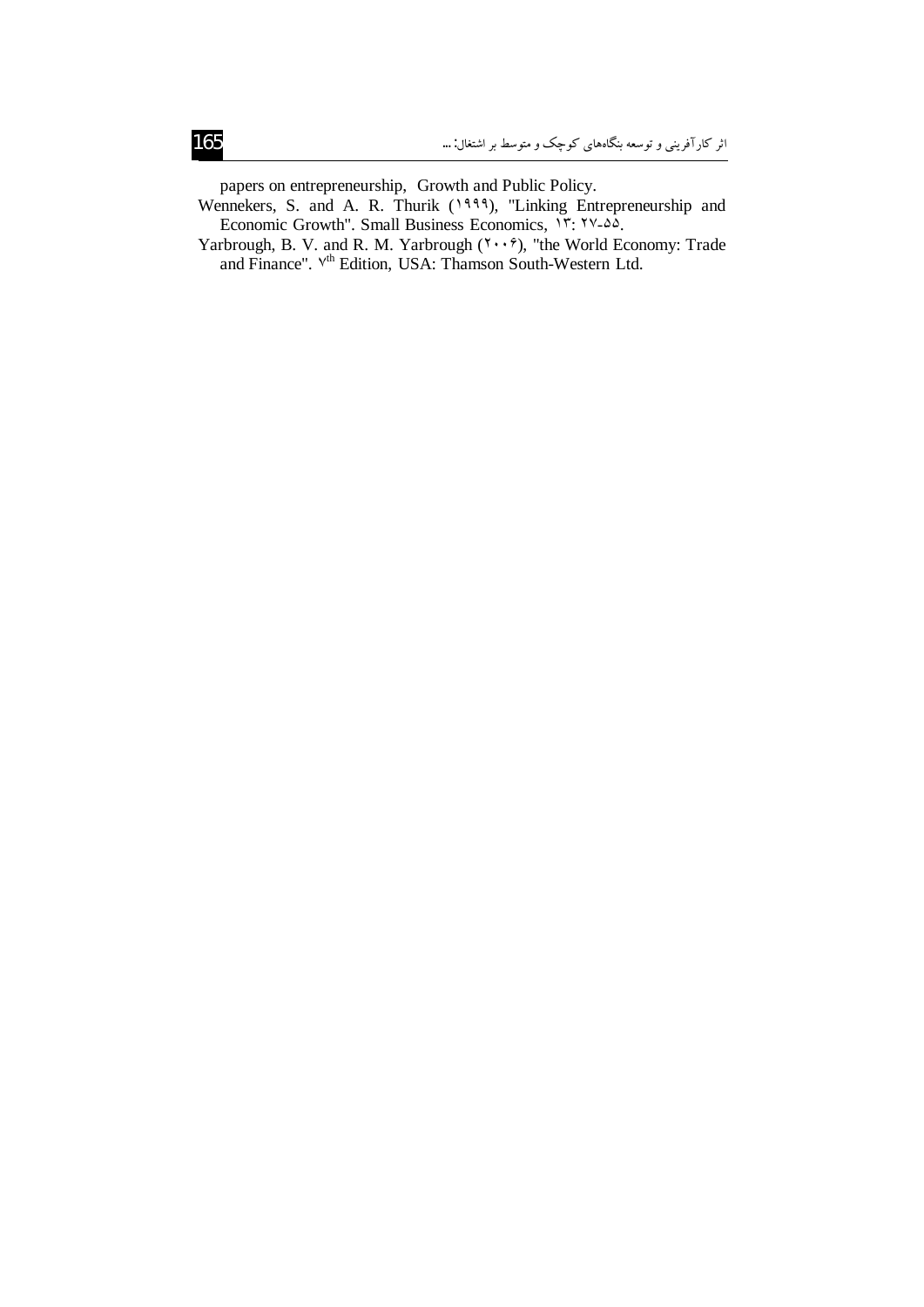papers on entrepreneurship, Growth and Public Policy.

Wennekers, S. and A. R. Thurik (۱۹۹۹), "Linking Entrepreneurship and Economic Growth". Small Business Economics, ۱۳: ۲۷-۵۵.

Yarbrough, B. V. and R. M. Yarbrough (۲۰۰۶), "the World Economy: Trade and Finance". ۷th Edition, USA: Thamson South-Western Ltd.